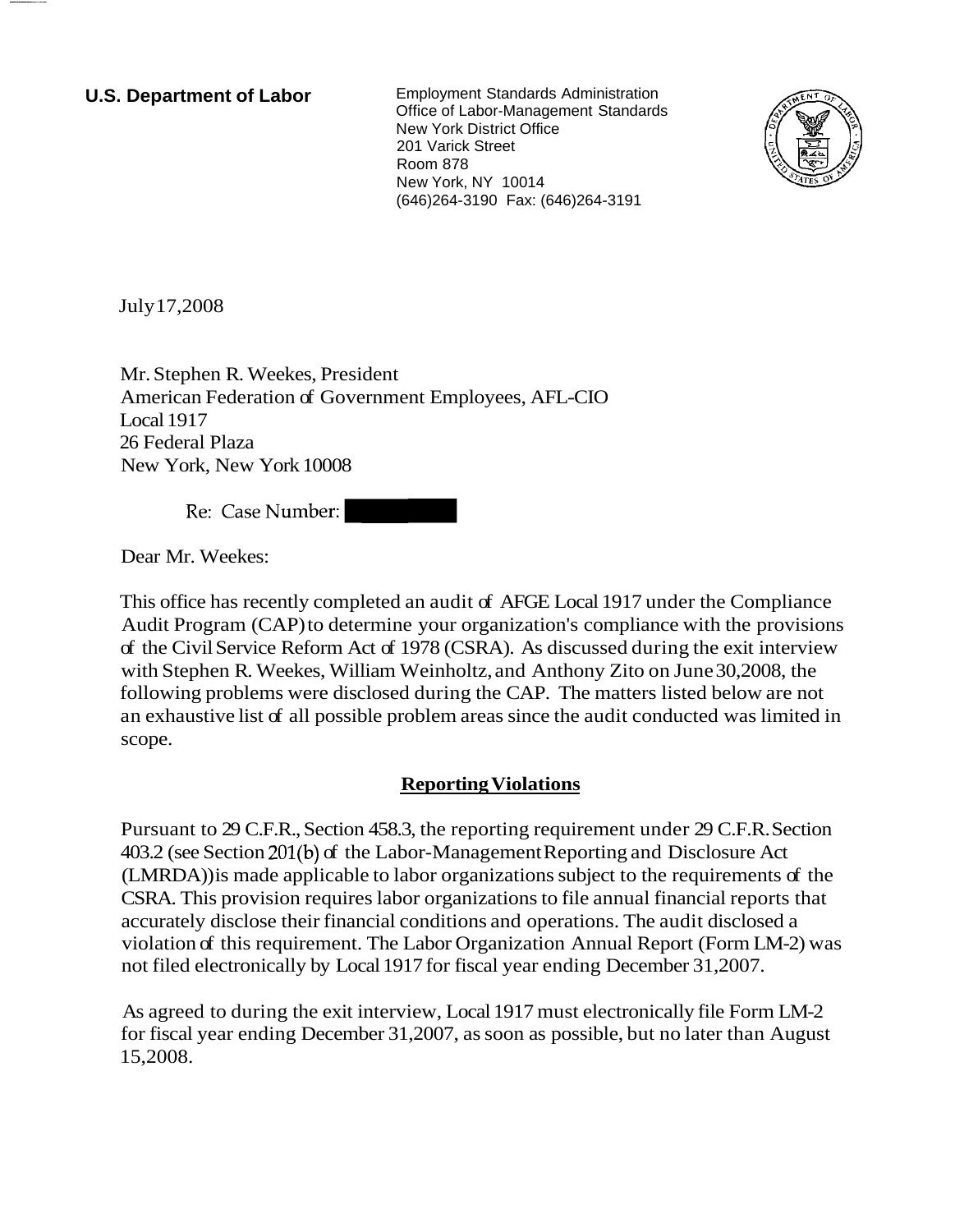**U.S. Department of Labor**

Employment Standards Administration
Office of Labor-Management Standards
New York District Office
201 Varick Street
Room 878
New York, NY 10014
(646)264-3190 Fax: (646)264-3191

July 17,2008

Mr. Stephen R. Weekes, President
American Federation of Government Employees, AFL-CIO
Local 1917
26 Federal Plaza
New York, New York 10008

Re: Case Number:

Dear Mr. Weekes:

This office has recently completed an audit of AFGE Local 1917 under the Compliance Audit Program (CAP) to determine your organization's compliance with the provisions of the Civil Service Reform Act of 1978 (CSRA). As discussed during the exit interview with Stephen R. Weekes, William Weinholtz, and Anthony Zito on June 30,2008, the following problems were disclosed during the CAP. The matters listed below are not an exhaustive list of all possible problem areas since the audit conducted was limited in scope.

## Reporting Violations

Pursuant to 29 C.F.R., Section 458.3, the reporting requirement under 29 C.F.R. Section 403.2 (see Section 201(b) of the Labor-Management Reporting and Disclosure Act (LMRDA)) is made applicable to labor organizations subject to the requirements of the CSRA. This provision requires labor organizations to file annual financial reports that accurately disclose their financial conditions and operations. The audit disclosed a violation of this requirement. The Labor Organization Annual Report (Form LM-2) was not filed electronically by Local 1917 for fiscal year ending December 31,2007.

As agreed to during the exit interview, Local 1917 must electronically file Form LM-2 for fiscal year ending December 31,2007, as soon as possible, but no later than August 15,2008.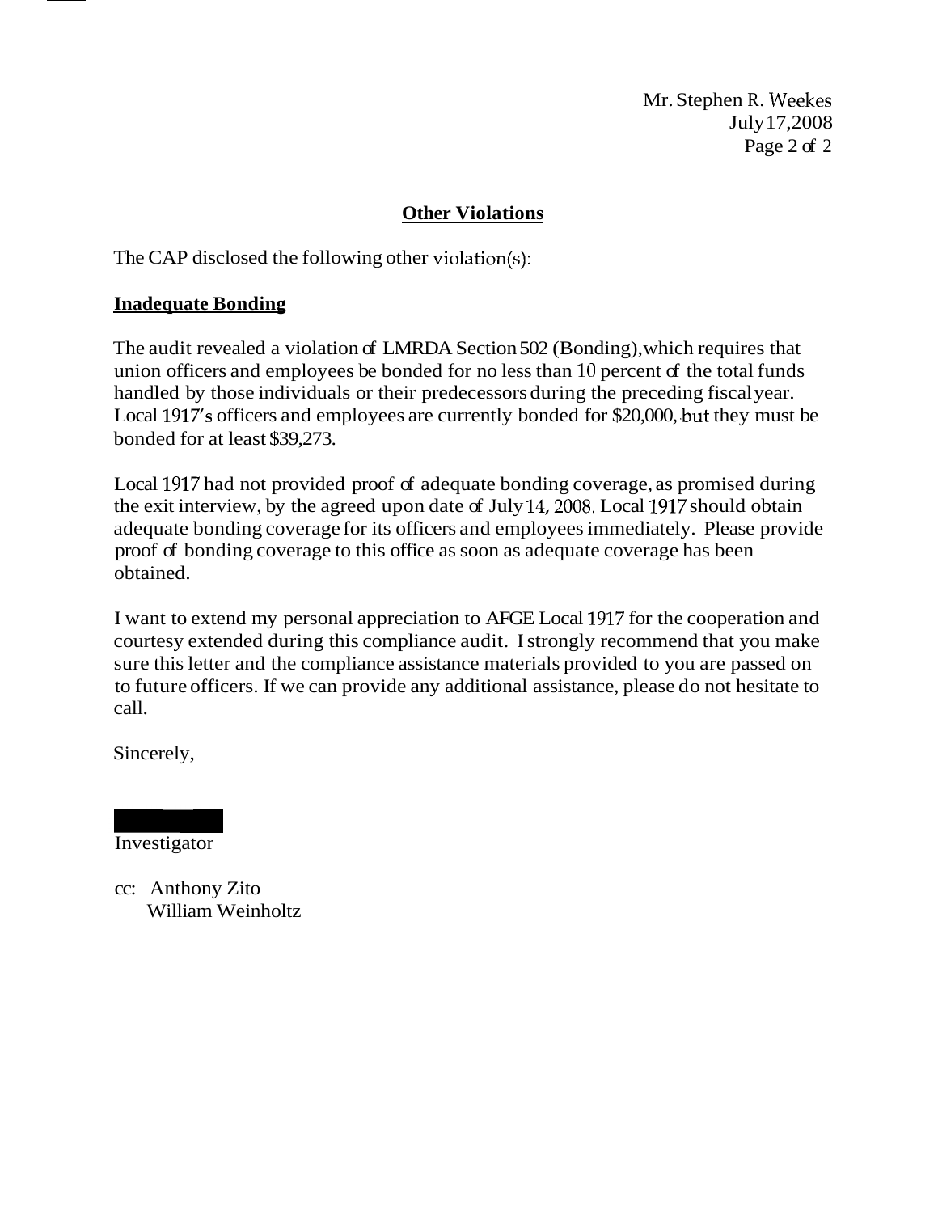## Other Violations

The CAP disclosed the following other violation(s):

**Inadequate Bonding**

The audit revealed a violation of LMRDA Section 502 (Bonding), which requires that union officers and employees be bonded for no less than 10 percent of the total funds handled by those individuals or their predecessors during the preceding fiscal year. Local 1917's officers and employees are currently bonded for $20,000, but they must be bonded for at least $39,273.

Local 1917 had not provided proof of adequate bonding coverage, as promised during the exit interview, by the agreed upon date of July 14, 2008. Local 1917 should obtain adequate bonding coverage for its officers and employees immediately. Please provide proof of bonding coverage to this office as soon as adequate coverage has been obtained.

I want to extend my personal appreciation to AFGE Local 1917 for the cooperation and courtesy extended during this compliance audit. I strongly recommend that you make sure this letter and the compliance assistance materials provided to you are passed on to future officers. If we can provide any additional assistance, please do not hesitate to call.

Sincerely,

Investigator

cc: Anthony Zito
William Weinholtz